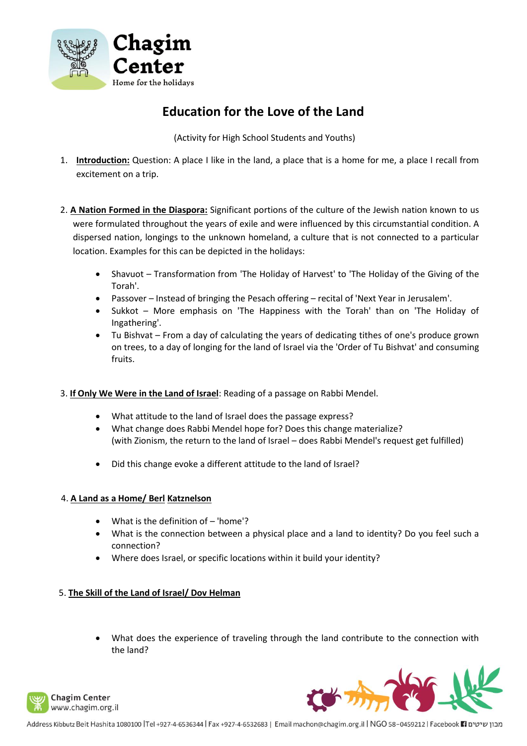# Education for the Love of the Land

(Activity for High School Students and Youths)

1. **Introduction:** Question: A place I like in the land, a place that is a home for me, a place I recall from excitement on a trip.

2. **A Nation Formed in the Diaspora:** Significant portions of the culture of the Jewish nation known to us were formulated throughout the years of exile and were influenced by this circumstantial condition. A dispersed nation, longings to the unknown homeland, a culture that is not connected to a particular location. Examples for this can be depicted in the holidays:

   - Shavuot – Transformation from 'The Holiday of Harvest' to 'The Holiday of the Giving of the Torah'.
   - Passover – Instead of bringing the Pesach offering – recital of 'Next Year in Jerusalem'.
   - Sukkot – More emphasis on 'The Happiness with the Torah' than on 'The Holiday of Ingathering'.
   - Tu Bishvat – From a day of calculating the years of dedicating tithes of one's produce grown on trees, to a day of longing for the land of Israel via the 'Order of Tu Bishvat' and consuming fruits.

3. **If Only We Were in the Land of Israel**: Reading of a passage on Rabbi Mendel.

   - What attitude to the land of Israel does the passage express?
   - What change does Rabbi Mendel hope for? Does this change materialize? (with Zionism, the return to the land of Israel – does Rabbi Mendel's request get fulfilled)
   - Did this change evoke a different attitude to the land of Israel?

4. **A Land as a Home/ Berl Katznelson**

   - What is the definition of – 'home'?
   - What is the connection between a physical place and a land to identity? Do you feel such a connection?
   - Where does Israel, or specific locations within it build your identity?

5. **The Skill of the Land of Israel/ Dov Helman**

   - What does the experience of traveling through the land contribute to the connection with the land?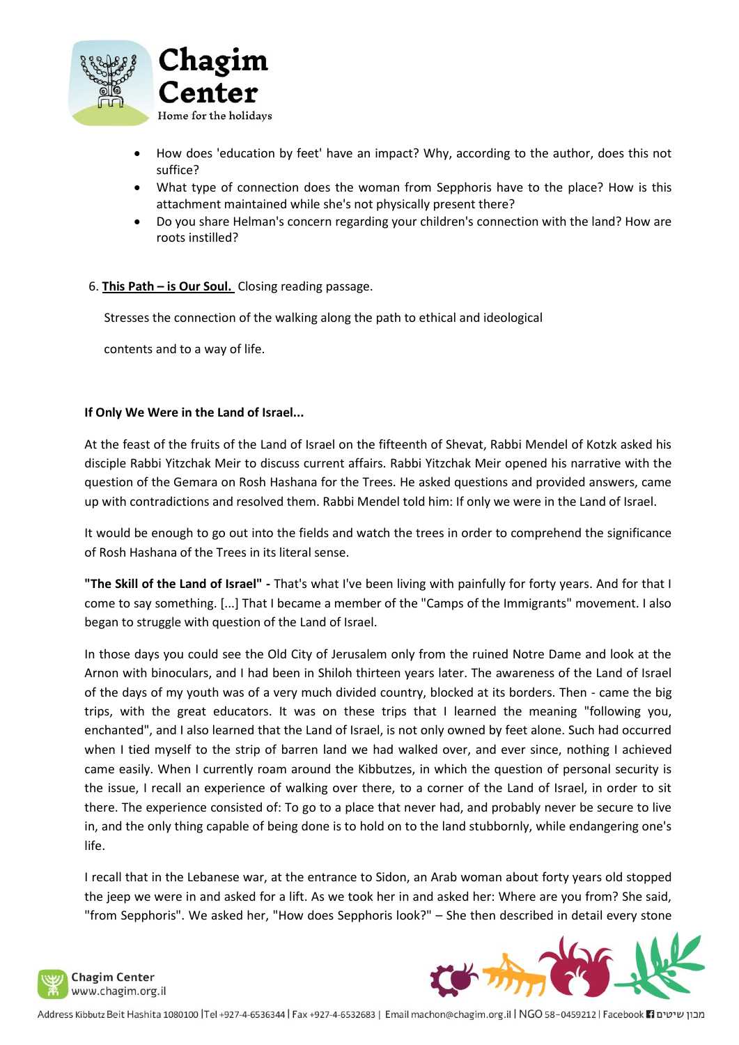- How does 'education by feet' have an impact? Why, according to the author, does this not suffice?
- What type of connection does the woman from Sepphoris have to the place? How is this attachment maintained while she's not physically present there?
- Do you share Helman's concern regarding your children's connection with the land? How are roots instilled?

6. **This Path – is Our Soul.** Closing reading passage.

   Stresses the connection of the walking along the path to ethical and ideological

   contents and to a way of life.

**If Only We Were in the Land of Israel...**

At the feast of the fruits of the Land of Israel on the fifteenth of Shevat, Rabbi Mendel of Kotzk asked his disciple Rabbi Yitzchak Meir to discuss current affairs. Rabbi Yitzchak Meir opened his narrative with the question of the Gemara on Rosh Hashana for the Trees. He asked questions and provided answers, came up with contradictions and resolved them. Rabbi Mendel told him: If only we were in the Land of Israel.

It would be enough to go out into the fields and watch the trees in order to comprehend the significance of Rosh Hashana of the Trees in its literal sense.

**"The Skill of the Land of Israel" -** That's what I've been living with painfully for forty years. And for that I come to say something. [...] That I became a member of the "Camps of the Immigrants" movement. I also began to struggle with question of the Land of Israel.

In those days you could see the Old City of Jerusalem only from the ruined Notre Dame and look at the Arnon with binoculars, and I had been in Shiloh thirteen years later. The awareness of the Land of Israel of the days of my youth was of a very much divided country, blocked at its borders. Then - came the big trips, with the great educators. It was on these trips that I learned the meaning "following you, enchanted", and I also learned that the Land of Israel, is not only owned by feet alone. Such had occurred when I tied myself to the strip of barren land we had walked over, and ever since, nothing I achieved came easily. When I currently roam around the Kibbutzes, in which the question of personal security is the issue, I recall an experience of walking over there, to a corner of the Land of Israel, in order to sit there. The experience consisted of: To go to a place that never had, and probably never be secure to live in, and the only thing capable of being done is to hold on to the land stubbornly, while endangering one's life.

I recall that in the Lebanese war, at the entrance to Sidon, an Arab woman about forty years old stopped the jeep we were in and asked for a lift. As we took her in and asked her: Where are you from? She said, "from Sepphoris". We asked her, "How does Sepphoris look?" – She then described in detail every stone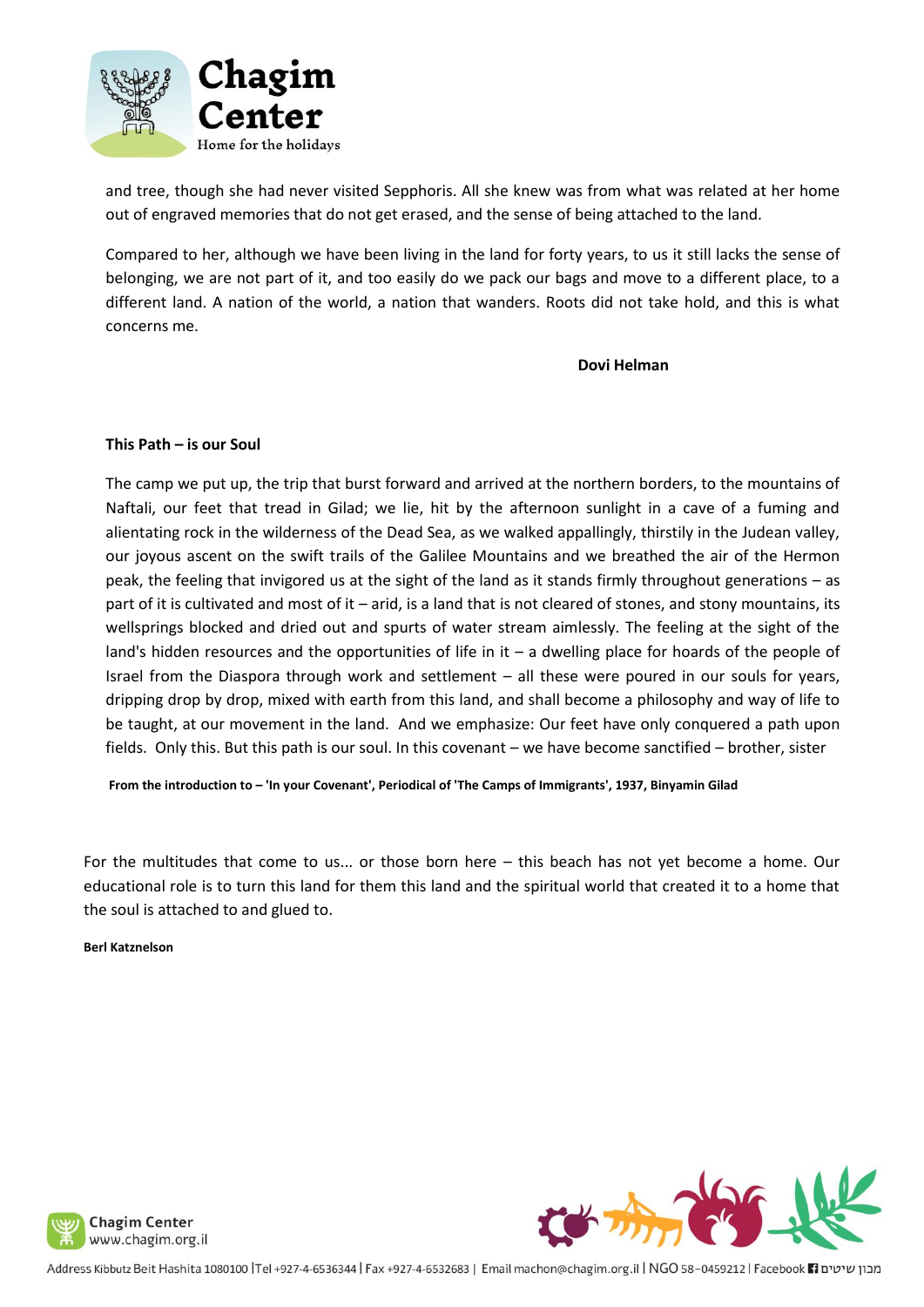and tree, though she had never visited Sepphoris. All she knew was from what was related at her home out of engraved memories that do not get erased, and the sense of being attached to the land.

Compared to her, although we have been living in the land for forty years, to us it still lacks the sense of belonging, we are not part of it, and too easily do we pack our bags and move to a different place, to a different land. A nation of the world, a nation that wanders. Roots did not take hold, and this is what concerns me.

**Dovi Helman**

**This Path – is our Soul**

The camp we put up, the trip that burst forward and arrived at the northern borders, to the mountains of Naftali, our feet that tread in Gilad; we lie, hit by the afternoon sunlight in a cave of a fuming and alientating rock in the wilderness of the Dead Sea, as we walked appallingly, thirstily in the Judean valley, our joyous ascent on the swift trails of the Galilee Mountains and we breathed the air of the Hermon peak, the feeling that invigored us at the sight of the land as it stands firmly throughout generations – as part of it is cultivated and most of it – arid, is a land that is not cleared of stones, and stony mountains, its wellsprings blocked and dried out and spurts of water stream aimlessly. The feeling at the sight of the land's hidden resources and the opportunities of life in it – a dwelling place for hoards of the people of Israel from the Diaspora through work and settlement – all these were poured in our souls for years, dripping drop by drop, mixed with earth from this land, and shall become a philosophy and way of life to be taught, at our movement in the land. And we emphasize: Our feet have only conquered a path upon fields. Only this. But this path is our soul. In this covenant – we have become sanctified – brother, sister

**From the introduction to – 'In your Covenant', Periodical of 'The Camps of Immigrants', 1937, Binyamin Gilad**

For the multitudes that come to us... or those born here – this beach has not yet become a home. Our educational role is to turn this land for them this land and the spiritual world that created it to a home that the soul is attached to and glued to.

**Berl Katznelson**